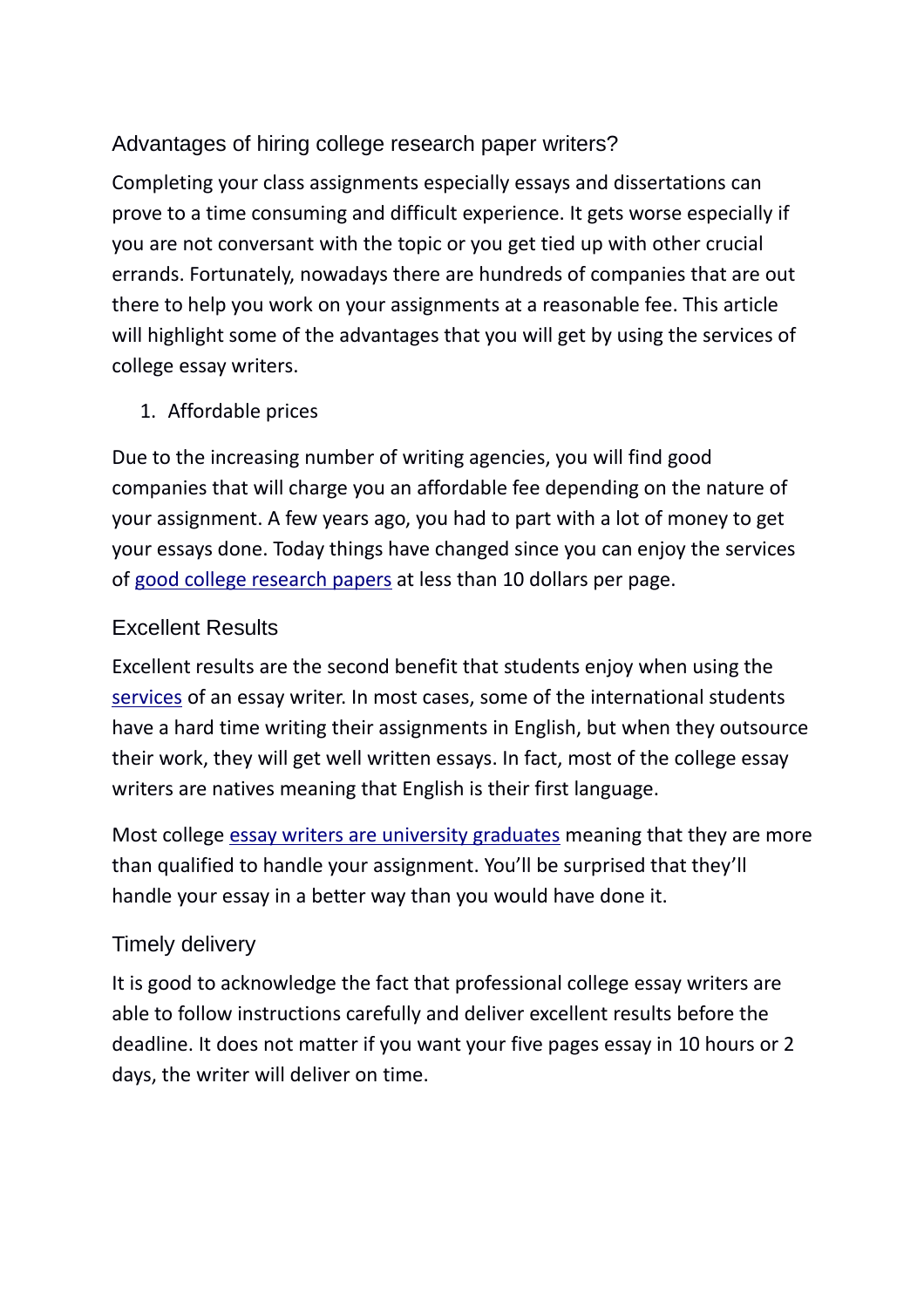## Advantages of hiring college research paper writers?

Completing your class assignments especially essays and dissertations can prove to a time consuming and difficult experience. It gets worse especially if you are not conversant with the topic or you get tied up with other crucial errands. Fortunately, nowadays there are hundreds of companies that are out there to help you work on your assignments at a reasonable fee. This article will highlight some of the advantages that you will get by using the services of college essay writers.

1. Affordable prices

Due to the increasing number of writing agencies, you will find good companies that will charge you an affordable fee depending on the nature of your assignment. A few years ago, you had to part with a lot of money to get your essays done. Today things have changed since you can enjoy the services of good college research papers at less than 10 dollars per page.

## Excellent Results

Excellent results are the second benefit that students enjoy when using the services of an essay writer. In most cases, some of the international students have a hard time writing their assignments in English, but when they outsource their work, they will get well written essays. In fact, most of the college essay writers are natives meaning that English is their first language.

Most college essay writers are university graduates meaning that they are more than qualified to handle your assignment. You'll be surprised that they'll handle your essay in a better way than you would have done it.

## Timely delivery

It is good to acknowledge the fact that professional college essay writers are able to follow instructions carefully and deliver excellent results before the deadline. It does not matter if you want your five pages essay in 10 hours or 2 days, the writer will deliver on time.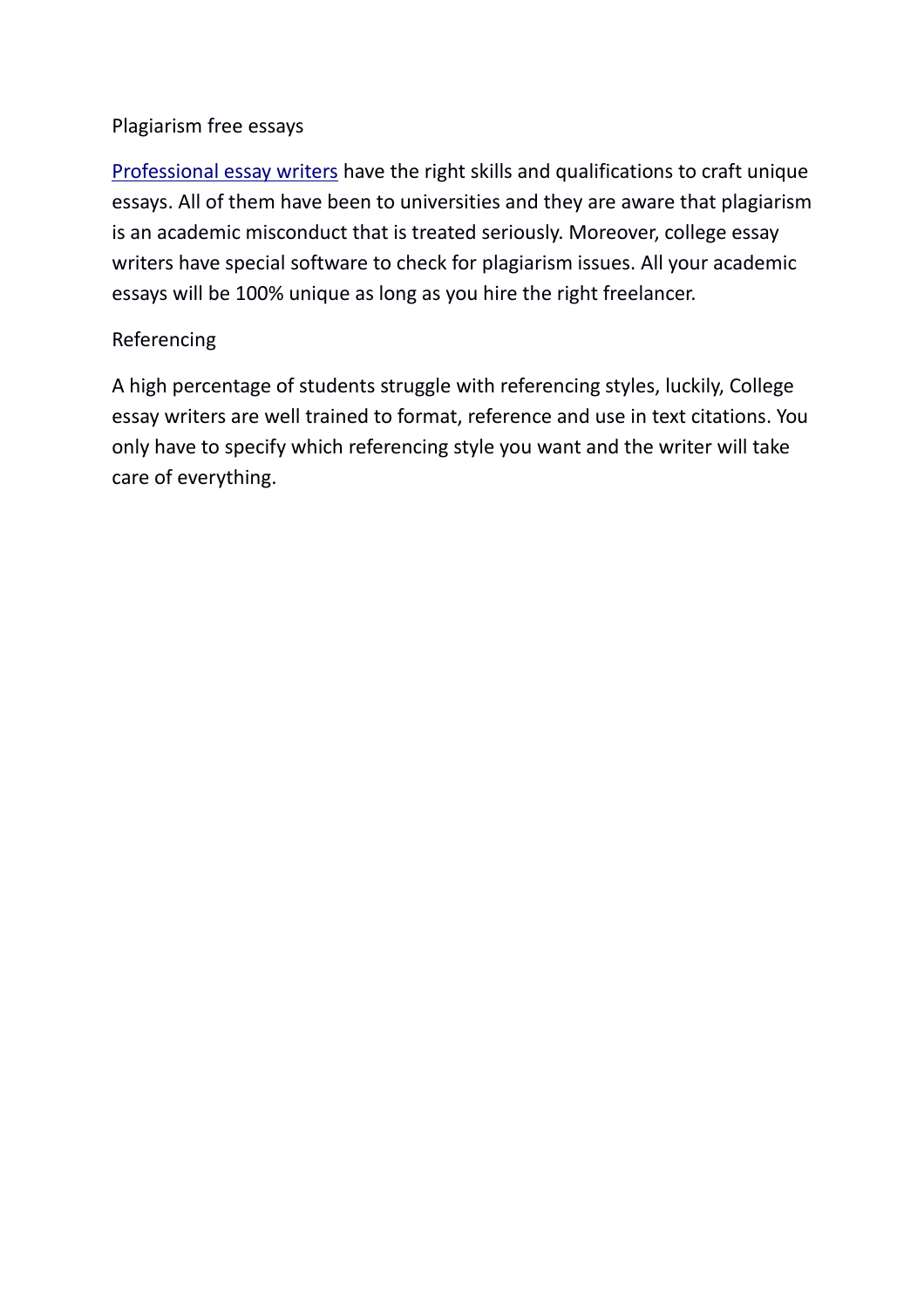## Plagiarism free essays

[Professional essay writers]() have the right skills and qualifications to craft unique essays. All of them have been to universities and they are aware that plagiarism is an academic misconduct that is treated seriously. Moreover, college essay writers have special software to check for plagiarism issues. All your academic essays will be 100% unique as long as you hire the right freelancer.

## Referencing

A high percentage of students struggle with referencing styles, luckily, College essay writers are well trained to format, reference and use in text citations. You only have to specify which referencing style you want and the writer will take care of everything.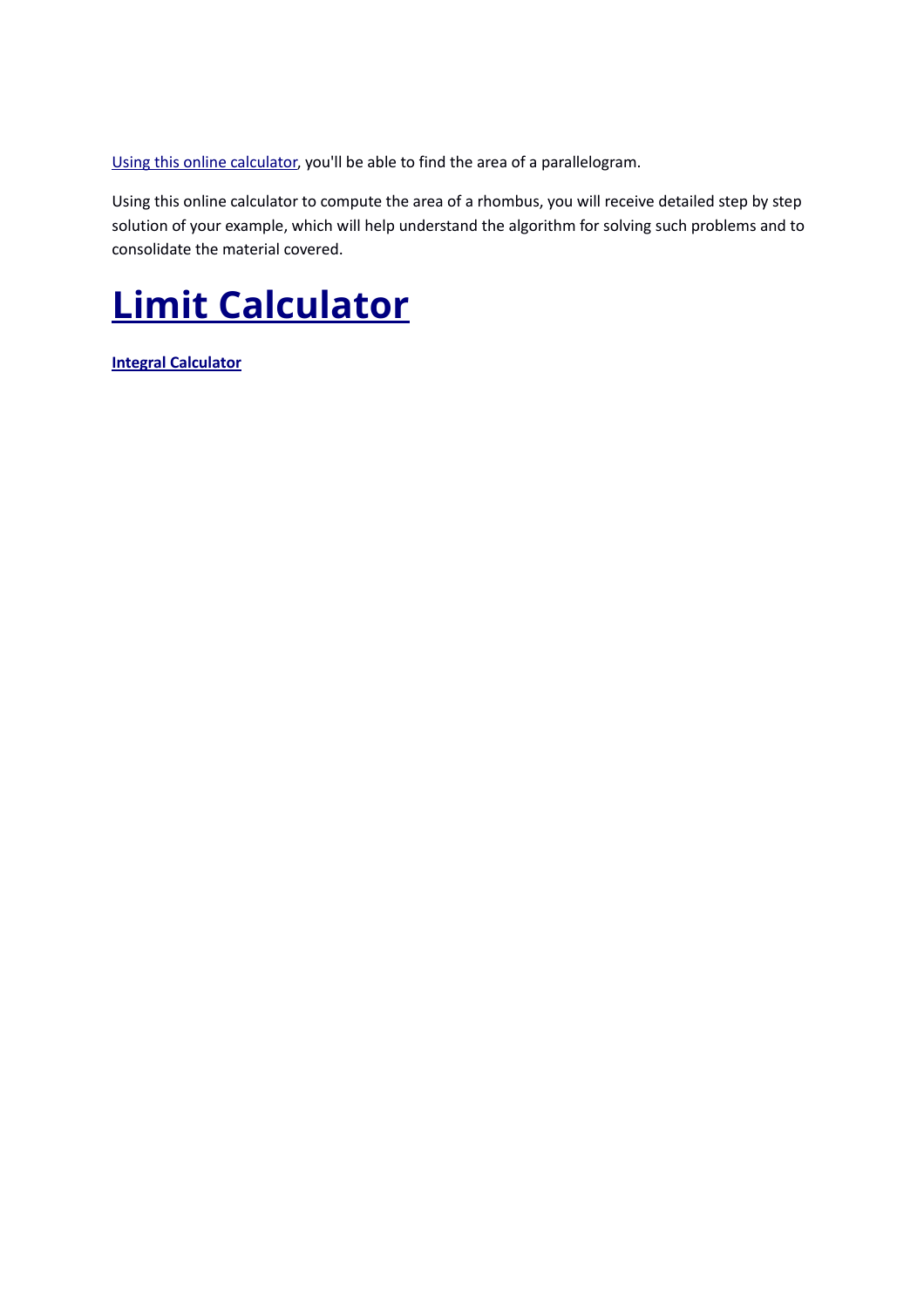Using this online calculator, you'll be able to find the area of a parallelogram.

Using this online calculator to compute the area of a rhombus, you will receive detailed step by step solution of your example, which will help understand the algorithm for solving such problems and to consolidate the material covered.

# Limit Calculator

**Integral Calculator**